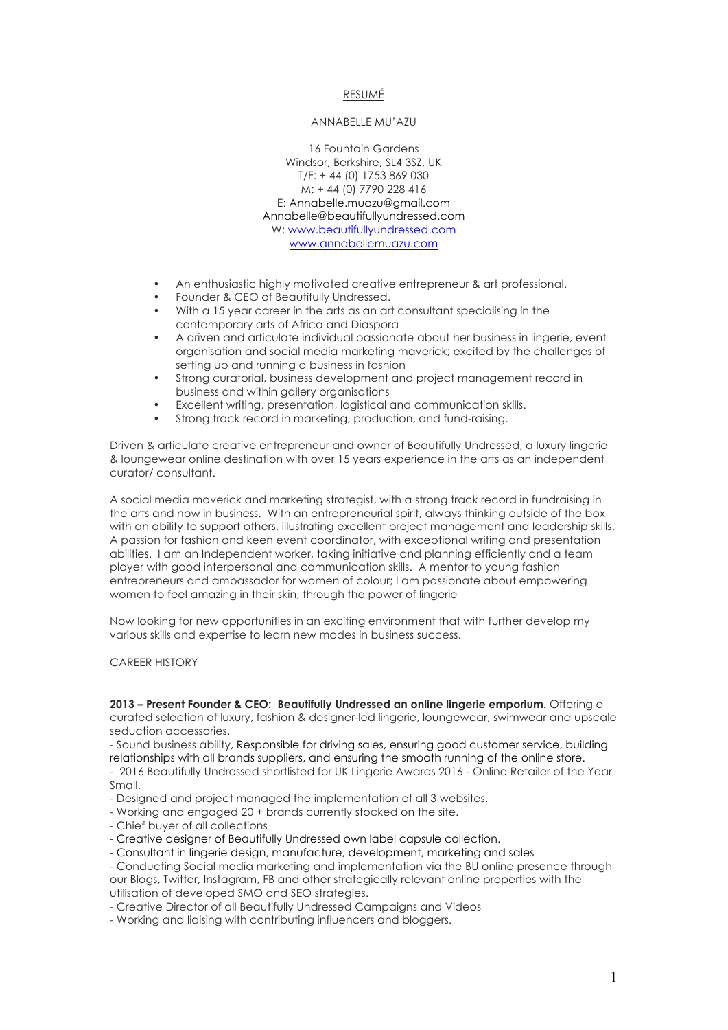# RESUMÉ

## ANNABELLE MU'AZU

16 Fountain Gardens
Windsor, Berkshire, SL4 3SZ, UK
T/F: + 44 (0) 1753 869 030
M: + 44 (0) 7790 228 416
E: Annabelle.muazu@gmail.com
Annabelle@beautifullyundressed.com
W: www.beautifullyundressed.com
www.annabellemuazu.com

- An enthusiastic highly motivated creative entrepreneur & art professional.
- Founder & CEO of Beautifully Undressed.
- With a 15 year career in the arts as an art consultant specialising in the contemporary arts of Africa and Diaspora
- A driven and articulate individual passionate about her business in lingerie, event organisation and social media marketing maverick; excited by the challenges of setting up and running a business in fashion
- Strong curatorial, business development and project management record in business and within gallery organisations
- Excellent writing, presentation, logistical and communication skills.
- Strong track record in marketing, production, and fund-raising.

Driven & articulate creative entrepreneur and owner of Beautifully Undressed, a luxury lingerie & loungewear online destination with over 15 years experience in the arts as an independent curator/ consultant.

A social media maverick and marketing strategist, with a strong track record in fundraising in the arts and now in business. With an entrepreneurial spirit, always thinking outside of the box with an ability to support others, illustrating excellent project management and leadership skills. A passion for fashion and keen event coordinator, with exceptional writing and presentation abilities. I am an Independent worker, taking initiative and planning efficiently and a team player with good interpersonal and communication skills. A mentor to young fashion entrepreneurs and ambassador for women of colour; I am passionate about empowering women to feel amazing in their skin, through the power of lingerie

Now looking for new opportunities in an exciting environment that with further develop my various skills and expertise to learn new modes in business success.

## CAREER HISTORY

**2013 – Present Founder & CEO: Beautifully Undressed an online lingerie emporium.** Offering a curated selection of luxury, fashion & designer-led lingerie, loungewear, swimwear and upscale seduction accessories.

- Sound business ability, Responsible for driving sales, ensuring good customer service, building relationships with all brands suppliers, and ensuring the smooth running of the online store.
- 2016 Beautifully Undressed shortlisted for UK Lingerie Awards 2016 - Online Retailer of the Year Small.
- Designed and project managed the implementation of all 3 websites.
- Working and engaged 20 + brands currently stocked on the site.
- Chief buyer of all collections
- Creative designer of Beautifully Undressed own label capsule collection.
- Consultant in lingerie design, manufacture, development, marketing and sales
- Conducting Social media marketing and implementation via the BU online presence through our Blogs, Twitter, Instagram, FB and other strategically relevant online properties with the utilisation of developed SMO and SEO strategies.
- Creative Director of all Beautifully Undressed Campaigns and Videos
- Working and liaising with contributing influencers and bloggers.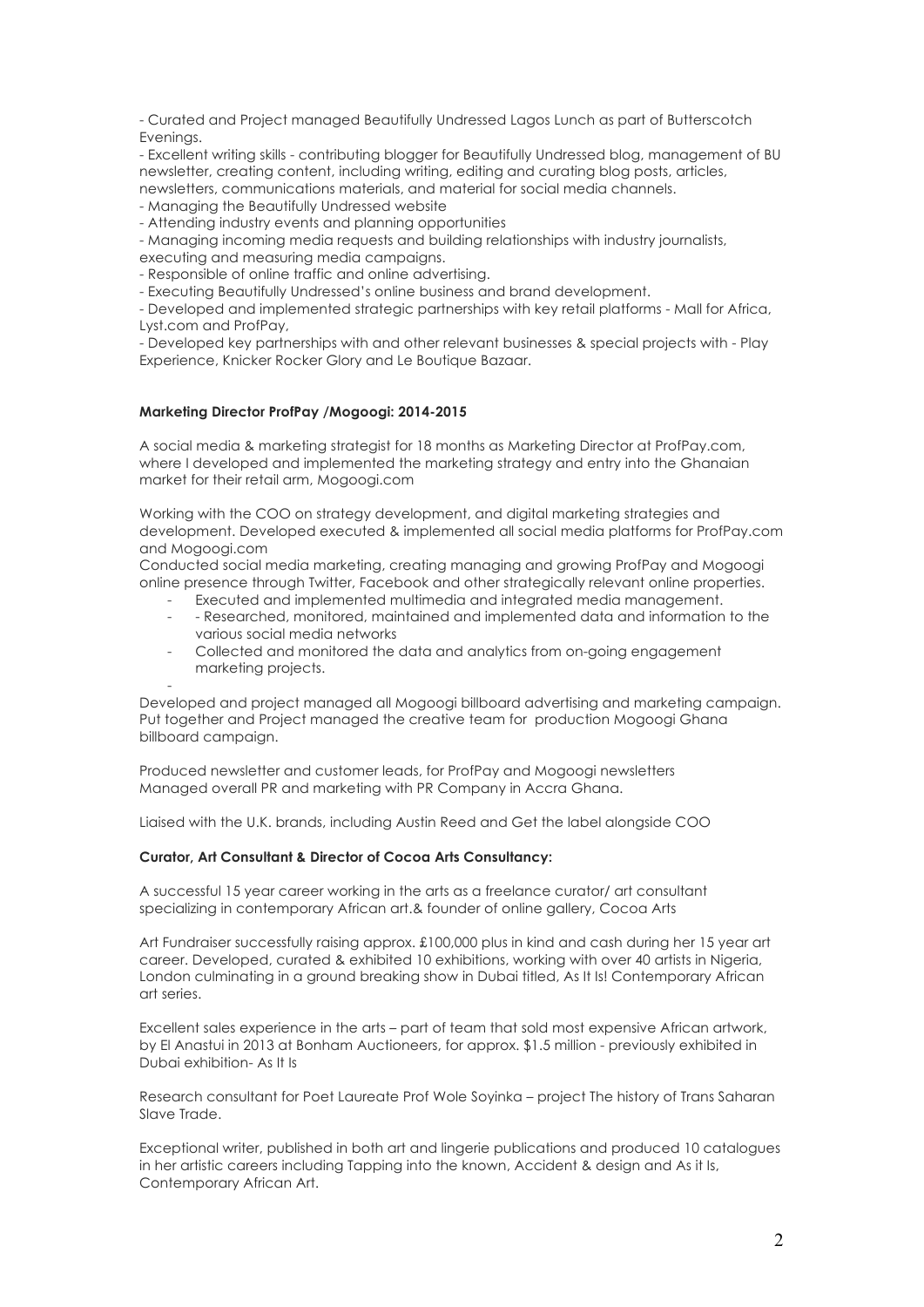- Curated and Project managed Beautifully Undressed Lagos Lunch as part of Butterscotch Evenings.
- Excellent writing skills - contributing blogger for Beautifully Undressed blog, management of BU newsletter, creating content, including writing, editing and curating blog posts, articles, newsletters, communications materials, and material for social media channels.
- Managing the Beautifully Undressed website
- Attending industry events and planning opportunities
- Managing incoming media requests and building relationships with industry journalists, executing and measuring media campaigns.
- Responsible of online traffic and online advertising.
- Executing Beautifully Undressed's online business and brand development.
- Developed and implemented strategic partnerships with key retail platforms - Mall for Africa, Lyst.com and ProfPay,
- Developed key partnerships with and other relevant businesses & special projects with - Play Experience, Knicker Rocker Glory and Le Boutique Bazaar.

**Marketing Director ProfPay /Mogoogi: 2014-2015**

A social media & marketing strategist for 18 months as Marketing Director at ProfPay.com, where I developed and implemented the marketing strategy and entry into the Ghanaian market for their retail arm, Mogoogi.com

Working with the COO on strategy development, and digital marketing strategies and development. Developed executed & implemented all social media platforms for ProfPay.com and Mogoogi.com

Conducted social media marketing, creating managing and growing ProfPay and Mogoogi online presence through Twitter, Facebook and other strategically relevant online properties.

- Executed and implemented multimedia and integrated media management.
- - Researched, monitored, maintained and implemented data and information to the various social media networks
- Collected and monitored the data and analytics from on-going engagement marketing projects.
-

Developed and project managed all Mogoogi billboard advertising and marketing campaign. Put together and Project managed the creative team for production Mogoogi Ghana billboard campaign.

Produced newsletter and customer leads, for ProfPay and Mogoogi newsletters
Managed overall PR and marketing with PR Company in Accra Ghana.

Liaised with the U.K. brands, including Austin Reed and Get the label alongside COO

**Curator, Art Consultant & Director of Cocoa Arts Consultancy:**

A successful 15 year career working in the arts as a freelance curator/ art consultant specializing in contemporary African art.& founder of online gallery, Cocoa Arts

Art Fundraiser successfully raising approx. £100,000 plus in kind and cash during her 15 year art career. Developed, curated & exhibited 10 exhibitions, working with over 40 artists in Nigeria, London culminating in a ground breaking show in Dubai titled, As It Is! Contemporary African art series.

Excellent sales experience in the arts – part of team that sold most expensive African artwork, by El Anastui in 2013 at Bonham Auctioneers, for approx. $1.5 million - previously exhibited in Dubai exhibition- As It Is

Research consultant for Poet Laureate Prof Wole Soyinka – project The history of Trans Saharan Slave Trade.

Exceptional writer, published in both art and lingerie publications and produced 10 catalogues in her artistic careers including Tapping into the known, Accident & design and As it Is, Contemporary African Art.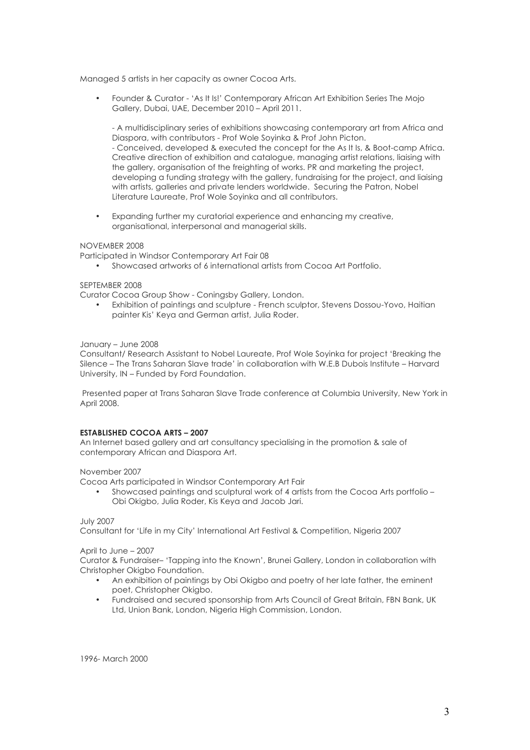Managed 5 artists in her capacity as owner Cocoa Arts.

- Founder & Curator - 'As It Is!' Contemporary African Art Exhibition Series The Mojo Gallery, Dubai, UAE, December 2010 – April 2011.

  - A multidisciplinary series of exhibitions showcasing contemporary art from Africa and Diaspora, with contributors - Prof Wole Soyinka & Prof John Picton.
  - Conceived, developed & executed the concept for the As It Is, & Boot-camp Africa. Creative direction of exhibition and catalogue, managing artist relations, liaising with the gallery, organisation of the freighting of works. PR and marketing the project, developing a funding strategy with the gallery, fundraising for the project, and liaising with artists, galleries and private lenders worldwide. Securing the Patron, Nobel Literature Laureate, Prof Wole Soyinka and all contributors.

- Expanding further my curatorial experience and enhancing my creative, organisational, interpersonal and managerial skills.

NOVEMBER 2008

Participated in Windsor Contemporary Art Fair 08

- Showcased artworks of 6 international artists from Cocoa Art Portfolio.

SEPTEMBER 2008

Curator Cocoa Group Show - Coningsby Gallery, London.

- Exhibition of paintings and sculpture - French sculptor, Stevens Dossou-Yovo, Haitian painter Kis' Keya and German artist, Julia Roder.

January – June 2008

Consultant/ Research Assistant to Nobel Laureate, Prof Wole Soyinka for project 'Breaking the Silence – The Trans Saharan Slave trade' in collaboration with W.E.B Dubois Institute – Harvard University, IN – Funded by Ford Foundation.

Presented paper at Trans Saharan Slave Trade conference at Columbia University, New York in April 2008.

**ESTABLISHED COCOA ARTS – 2007**

An Internet based gallery and art consultancy specialising in the promotion & sale of contemporary African and Diaspora Art.

November 2007

Cocoa Arts participated in Windsor Contemporary Art Fair

- Showcased paintings and sculptural work of 4 artists from the Cocoa Arts portfolio – Obi Okigbo, Julia Roder, Kis Keya and Jacob Jari.

July 2007

Consultant for 'Life in my City' International Art Festival & Competition, Nigeria 2007

April to June – 2007

Curator & Fundraiser– 'Tapping into the Known', Brunei Gallery, London in collaboration with Christopher Okigbo Foundation.

- An exhibition of paintings by Obi Okigbo and poetry of her late father, the eminent poet, Christopher Okigbo.
- Fundraised and secured sponsorship from Arts Council of Great Britain, FBN Bank, UK Ltd, Union Bank, London, Nigeria High Commission, London.

1996- March 2000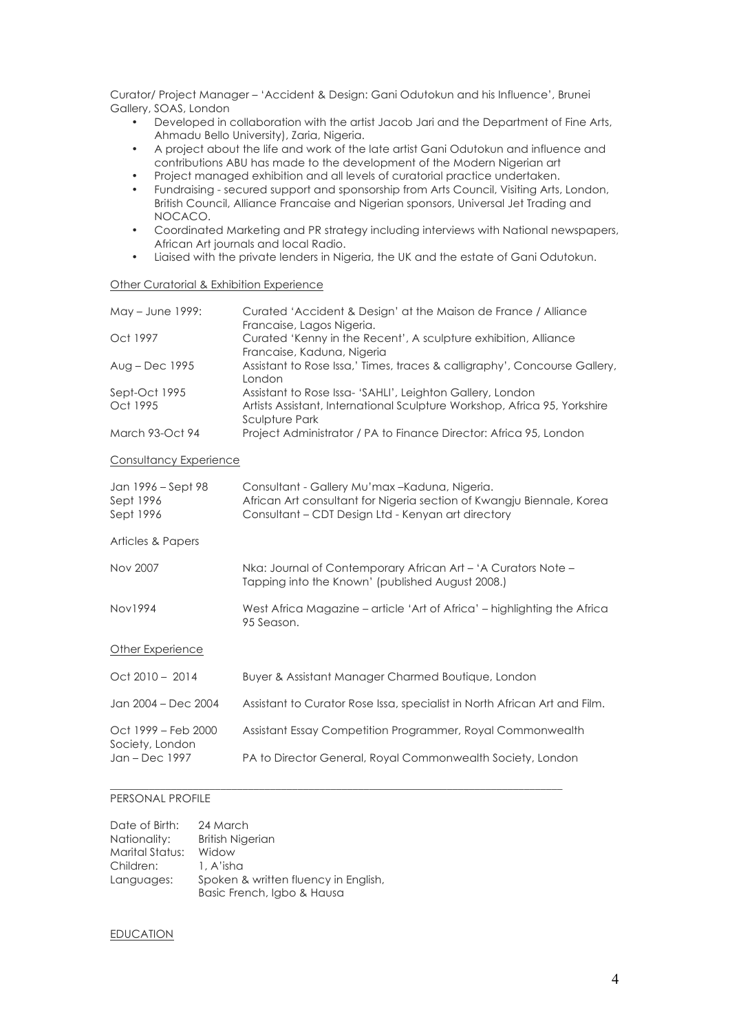Curator/ Project Manager – 'Accident & Design: Gani Odutokun and his Influence', Brunei Gallery, SOAS, London

- Developed in collaboration with the artist Jacob Jari and the Department of Fine Arts, Ahmadu Bello University), Zaria, Nigeria.
- A project about the life and work of the late artist Gani Odutokun and influence and contributions ABU has made to the development of the Modern Nigerian art
- Project managed exhibition and all levels of curatorial practice undertaken.
- Fundraising - secured support and sponsorship from Arts Council, Visiting Arts, London, British Council, Alliance Francaise and Nigerian sponsors, Universal Jet Trading and NOCACO.
- Coordinated Marketing and PR strategy including interviews with National newspapers, African Art journals and local Radio.
- Liaised with the private lenders in Nigeria, the UK and the estate of Gani Odutokun.

Other Curatorial & Exhibition Experience

| | |
|---|---|
| May – June 1999: | Curated 'Accident & Design' at the Maison de France / Alliance Francaise, Lagos Nigeria. |
| Oct 1997 | Curated 'Kenny in the Recent', A sculpture exhibition, Alliance Francaise, Kaduna, Nigeria |
| Aug – Dec 1995 | Assistant to Rose Issa,' Times, traces & calligraphy', Concourse Gallery, London |
| Sept-Oct 1995 | Assistant to Rose Issa- 'SAHLI', Leighton Gallery, London |
| Oct 1995 | Artists Assistant, International Sculpture Workshop, Africa 95, Yorkshire Sculpture Park |
| March 93-Oct 94 | Project Administrator / PA to Finance Director: Africa 95, London |

Consultancy Experience

| | |
|---|---|
| Jan 1996 – Sept 98 | Consultant - Gallery Mu'max –Kaduna, Nigeria. |
| Sept 1996 | African Art consultant for Nigeria section of Kwangju Biennale, Korea |
| Sept 1996 | Consultant – CDT Design Ltd - Kenyan art directory |

Articles & Papers

| | |
|---|---|
| Nov 2007 | Nka: Journal of Contemporary African Art – 'A Curators Note – Tapping into the Known' (published August 2008.) |
| Nov1994 | West Africa Magazine – article 'Art of Africa' – highlighting the Africa 95 Season. |

Other Experience

| | |
|---|---|
| Oct 2010 – 2014 | Buyer & Assistant Manager Charmed Boutique, London |
| Jan 2004 – Dec 2004 | Assistant to Curator Rose Issa, specialist in North African Art and Film. |
| Oct 1999 – Feb 2000 | Assistant Essay Competition Programmer, Royal Commonwealth Society, London |
| Jan – Dec 1997 | PA to Director General, Royal Commonwealth Society, London |

---

PERSONAL PROFILE

| | |
|---|---|
| Date of Birth: | 24 March |
| Nationality: | British Nigerian |
| Marital Status: | Widow |
| Children: | 1, A'isha |
| Languages: | Spoken & written fluency in English, Basic French, Igbo & Hausa |

EDUCATION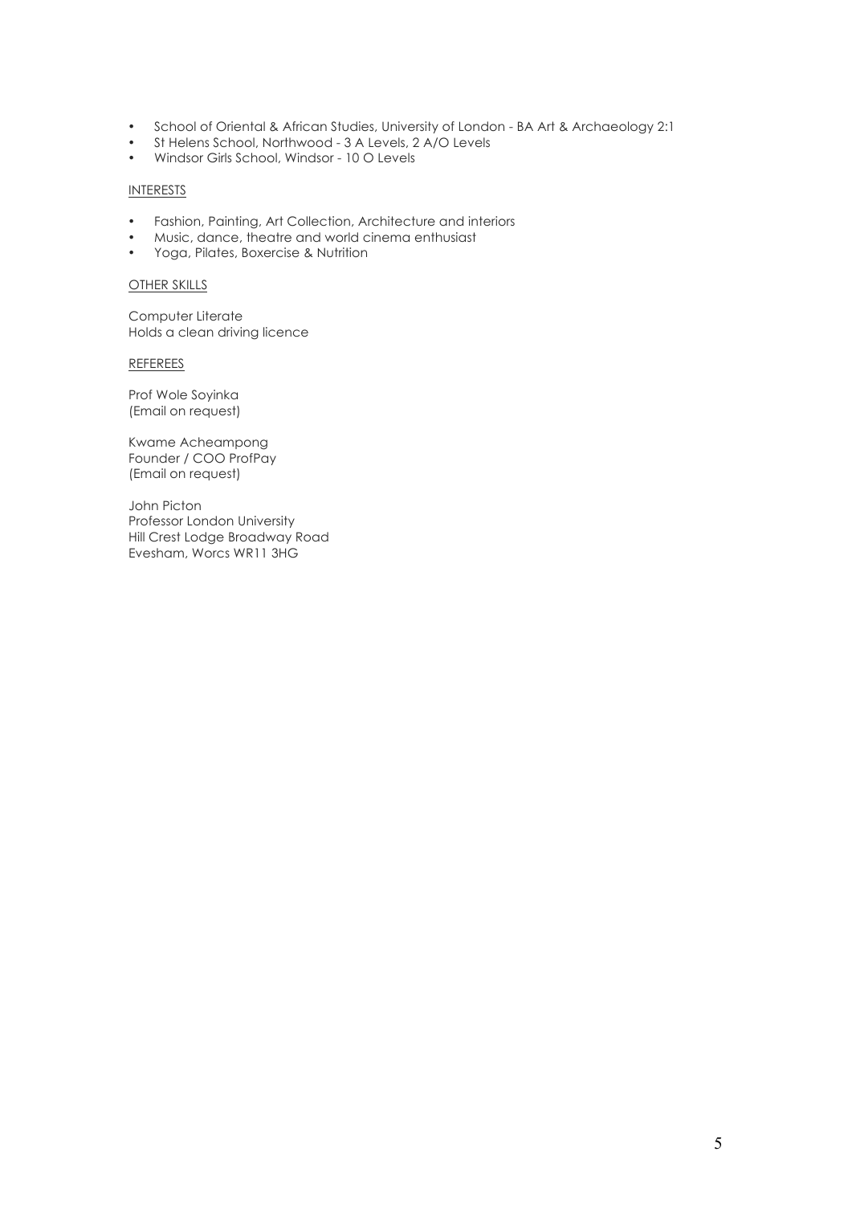- School of Oriental & African Studies, University of London - BA Art & Archaeology 2:1
- St Helens School, Northwood - 3 A Levels, 2 A/O Levels
- Windsor Girls School, Windsor - 10 O Levels

## INTERESTS

- Fashion, Painting, Art Collection, Architecture and interiors
- Music, dance, theatre and world cinema enthusiast
- Yoga, Pilates, Boxercise & Nutrition

## OTHER SKILLS

Computer Literate
Holds a clean driving licence

## REFEREES

Prof Wole Soyinka
(Email on request)

Kwame Acheampong
Founder / COO ProfPay
(Email on request)

John Picton
Professor London University
Hill Crest Lodge Broadway Road
Evesham, Worcs WR11 3HG